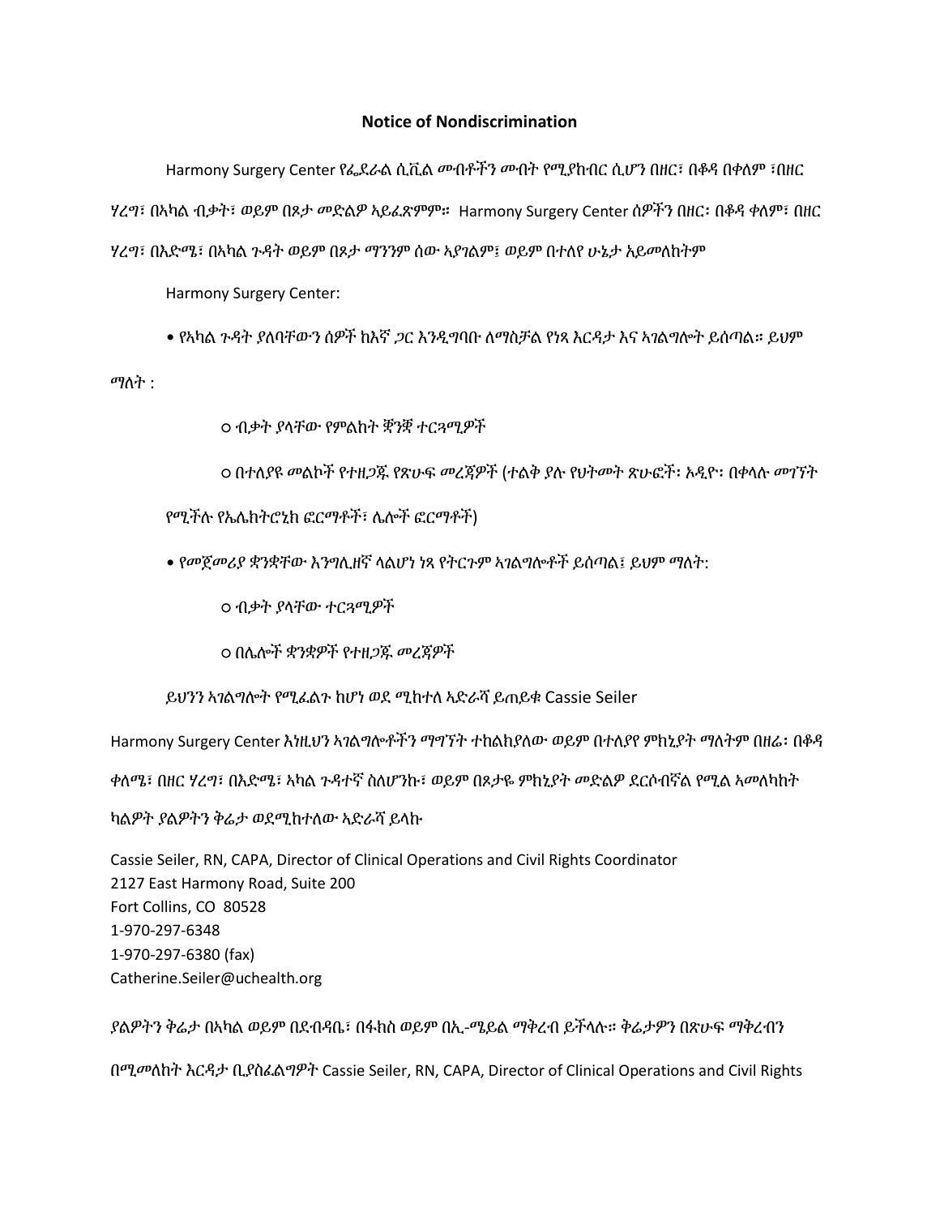## Notice of Nondiscrimination

Harmony Surgery Center የፌደራል ሲቪል መብቶችን መብት የሚያከብር ሲሆን በዘር፣ በቆዳ በቀለም ፣በዘር ሃረግ፣ በአካል ብቃት፣ ወይም በጾታ መድልዎ ኣይፈጽምም። Harmony Surgery Center ሰዎችን በዘር፡ በቆዳ ቀለም፣ በዘር ሃረግ፣ በእድሜ፣ በኣካል ጉዳት ወይም በጾታ ማንንም ሰው ኣያገልም፤ ወይም በተለየ ሁኔታ አይመለከትም

Harmony Surgery Center:

- የኣካል ጉዳት ያለባቸውን ሰዎች ከእኛ ጋር እንዲግባቡ ለማስቻል የነጻ እርዳታ እና ኣገልግሎት ይሰጣል። ይህም ማለት :
  - ብቃት ያላቸው የምልከት ቛንቛ ተርጓሚዎች
  - በተለያዩ መልኮች የተዘጋጁ የጽሁፍ መረጃዎች (ተልቅ ያሉ የህትመት ጽሁፎች፡ ኦዲዮ፡ በቀላሉ መገኘት የሚችሉ የኤሌክትሮኒክ ፎርማቶች፣ ሌሎች ፎርማቶች)
- የመጀመሪያ ቋንቋቸው እንግሊዘኛ ላልሆነ ነጻ የትርጉም ኣገልግሎቶች ይሰጣል፤ ይህም ማለት:
  - ብቃት ያላቸው ተርጓሚዎች
  - በሌሎች ቋንቋዎች የተዘጋጁ መረጃዎች

ይህንን ኣገልግሎት የሚፈልጉ ከሆነ ወደ ሚከተለ ኣድራሻ ይጠይቁ Cassie Seiler

Harmony Surgery Center እነዚህን ኣገልግሎቶችን ማግኘት ተከልክያለው ወይም በተለያየ ምክኒያት ማለትም በዘሬ፡ በቆዳ ቀለሜ፣ በዘር ሃረግ፣ በእድሜ፣ ኣካል ጉዳተኛ ስለሆንኩ፣ ወይም በጾታዬ ምክኒያት መድልዎ ደርሶብኛል የሚል ኣመለካከት ካልዎት ያልዎትን ቅሬታ ወደሚከተለው ኣድራሻ ይላኩ

Cassie Seiler, RN, CAPA, Director of Clinical Operations and Civil Rights Coordinator
2127 East Harmony Road, Suite 200
Fort Collins, CO 80528
1-970-297-6348
1-970-297-6380 (fax)
Catherine.Seiler@uchealth.org

ያልዎትን ቅሬታ በኣካል ወይም በደብዳቤ፣ በፋክስ ወይም በኢ-ሜይል ማቅረብ ይችላሉ። ቅሬታዎን በጽሁፍ ማቅረብን በሚመለከት እርዳታ ቢያስፈልግዎት Cassie Seiler, RN, CAPA, Director of Clinical Operations and Civil Rights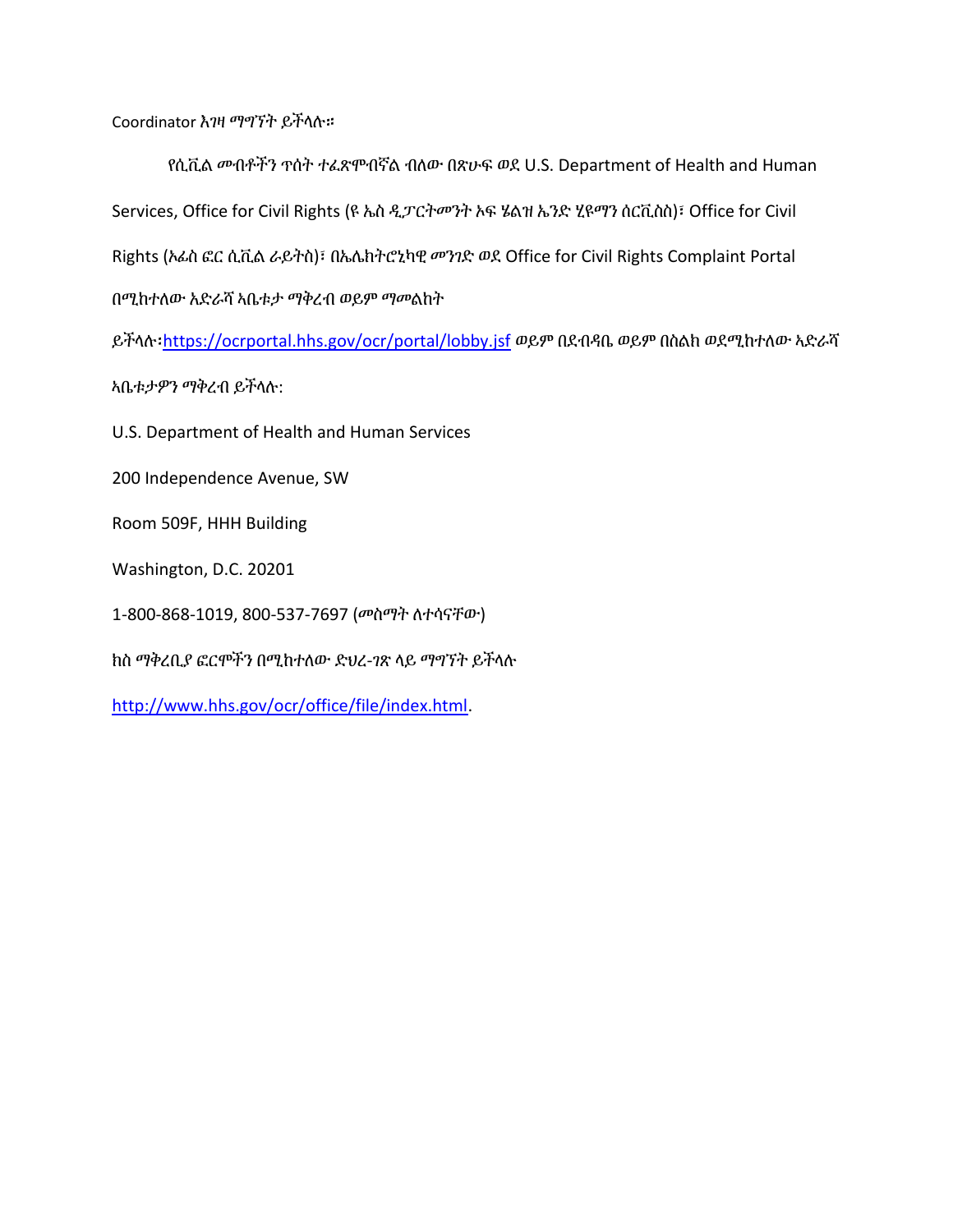Coordinator እገዛ ማግኘት ይችላሉ።

የሲቪል መብቶችን ጥሰት ተፈጽሞብኛል ብለው በጽሁፍ ወደ U.S. Department of Health and Human Services, Office for Civil Rights (ዩ ኤስ ዲፓርትመንት ኦፍ ሄልዝ ኤንድ ሂዩማን ሰርቪስስ)፣ Office for Civil Rights (ኦፊስ ፎር ሲቪል ራይትስ)፣ በኤሌክትሮኒካዊ መንገድ ወደ Office for Civil Rights Complaint Portal በሚከተለው አድራሻ አቤቱታ ማቅረብ ወይም ማመልከት ይችላሉ፡https://ocrportal.hhs.gov/ocr/portal/lobby.jsf ወይም በደብዳቤ ወይም በስልክ ወደሚከተለው ኣድራሻ ኣቤቱታዎን ማቅረብ ይችላሉ:

U.S. Department of Health and Human Services

200 Independence Avenue, SW

Room 509F, HHH Building

Washington, D.C. 20201

1-800-868-1019, 800-537-7697 (መስማት ለተሳናቸው)

ክስ ማቅረቢያ ፎርሞችን በሚከተለው ድህረ-ገጽ ላይ ማግኘት ይችላሉ

http://www.hhs.gov/ocr/office/file/index.html.